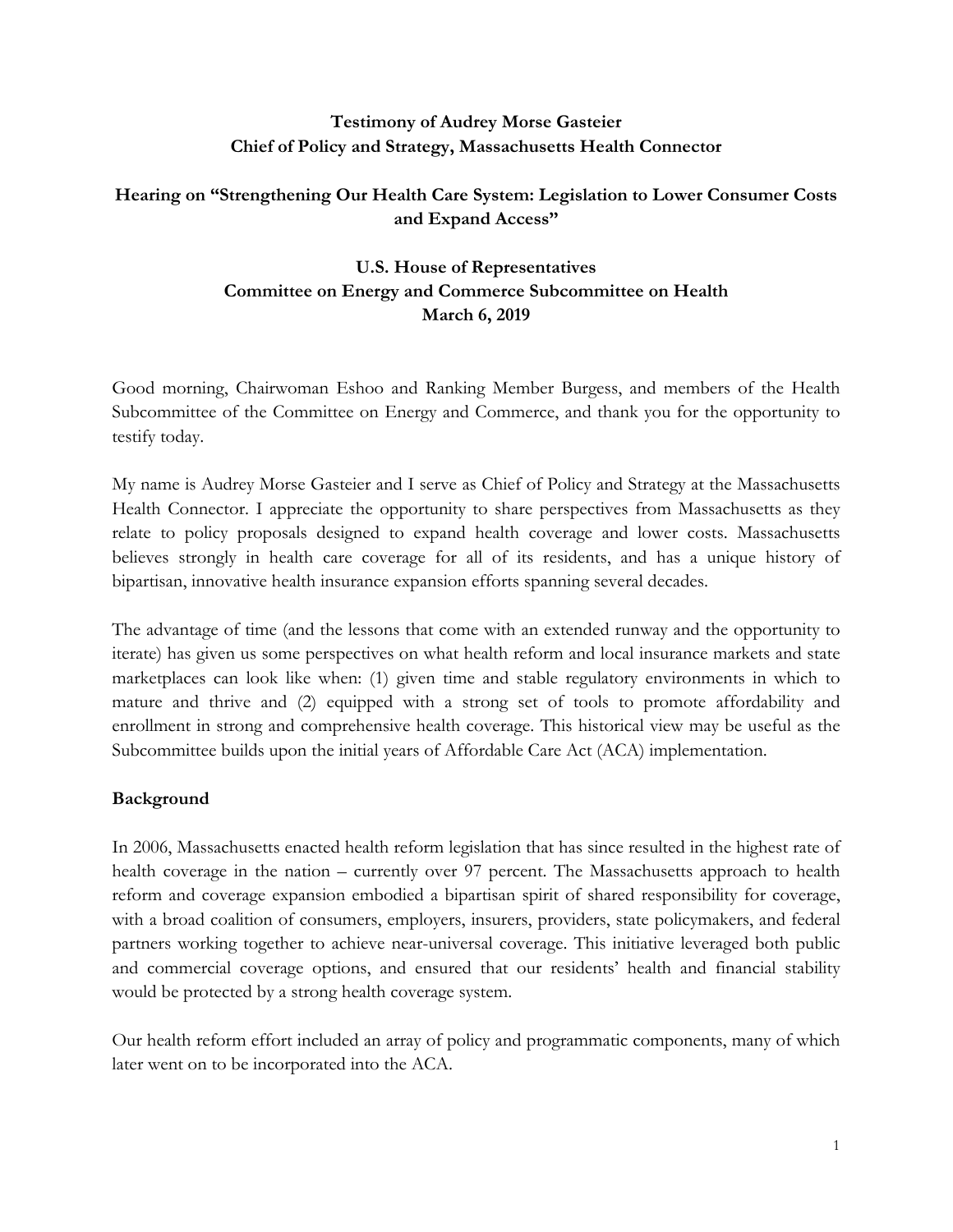**Testimony of Audrey Morse Gasteier**
**Chief of Policy and Strategy, Massachusetts Health Connector**

**Hearing on "Strengthening Our Health Care System: Legislation to Lower Consumer Costs and Expand Access"**

**U.S. House of Representatives**
**Committee on Energy and Commerce Subcommittee on Health**
**March 6, 2019**

Good morning, Chairwoman Eshoo and Ranking Member Burgess, and members of the Health Subcommittee of the Committee on Energy and Commerce, and thank you for the opportunity to testify today.

My name is Audrey Morse Gasteier and I serve as Chief of Policy and Strategy at the Massachusetts Health Connector. I appreciate the opportunity to share perspectives from Massachusetts as they relate to policy proposals designed to expand health coverage and lower costs. Massachusetts believes strongly in health care coverage for all of its residents, and has a unique history of bipartisan, innovative health insurance expansion efforts spanning several decades.

The advantage of time (and the lessons that come with an extended runway and the opportunity to iterate) has given us some perspectives on what health reform and local insurance markets and state marketplaces can look like when: (1) given time and stable regulatory environments in which to mature and thrive and (2) equipped with a strong set of tools to promote affordability and enrollment in strong and comprehensive health coverage. This historical view may be useful as the Subcommittee builds upon the initial years of Affordable Care Act (ACA) implementation.

**Background**

In 2006, Massachusetts enacted health reform legislation that has since resulted in the highest rate of health coverage in the nation – currently over 97 percent. The Massachusetts approach to health reform and coverage expansion embodied a bipartisan spirit of shared responsibility for coverage, with a broad coalition of consumers, employers, insurers, providers, state policymakers, and federal partners working together to achieve near-universal coverage. This initiative leveraged both public and commercial coverage options, and ensured that our residents' health and financial stability would be protected by a strong health coverage system.

Our health reform effort included an array of policy and programmatic components, many of which later went on to be incorporated into the ACA.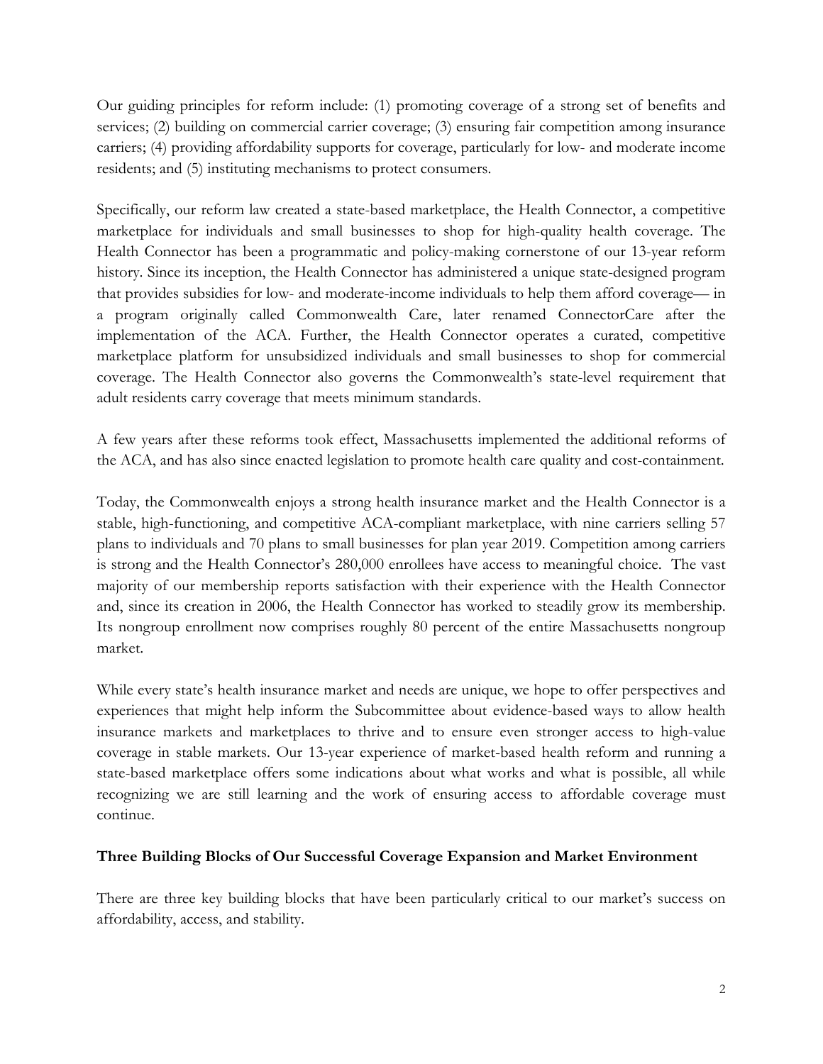Our guiding principles for reform include: (1) promoting coverage of a strong set of benefits and services; (2) building on commercial carrier coverage; (3) ensuring fair competition among insurance carriers; (4) providing affordability supports for coverage, particularly for low- and moderate income residents; and (5) instituting mechanisms to protect consumers.

Specifically, our reform law created a state-based marketplace, the Health Connector, a competitive marketplace for individuals and small businesses to shop for high-quality health coverage. The Health Connector has been a programmatic and policy-making cornerstone of our 13-year reform history. Since its inception, the Health Connector has administered a unique state-designed program that provides subsidies for low- and moderate-income individuals to help them afford coverage— in a program originally called Commonwealth Care, later renamed ConnectorCare after the implementation of the ACA. Further, the Health Connector operates a curated, competitive marketplace platform for unsubsidized individuals and small businesses to shop for commercial coverage. The Health Connector also governs the Commonwealth's state-level requirement that adult residents carry coverage that meets minimum standards.

A few years after these reforms took effect, Massachusetts implemented the additional reforms of the ACA, and has also since enacted legislation to promote health care quality and cost-containment.

Today, the Commonwealth enjoys a strong health insurance market and the Health Connector is a stable, high-functioning, and competitive ACA-compliant marketplace, with nine carriers selling 57 plans to individuals and 70 plans to small businesses for plan year 2019. Competition among carriers is strong and the Health Connector's 280,000 enrollees have access to meaningful choice. The vast majority of our membership reports satisfaction with their experience with the Health Connector and, since its creation in 2006, the Health Connector has worked to steadily grow its membership. Its nongroup enrollment now comprises roughly 80 percent of the entire Massachusetts nongroup market.

While every state's health insurance market and needs are unique, we hope to offer perspectives and experiences that might help inform the Subcommittee about evidence-based ways to allow health insurance markets and marketplaces to thrive and to ensure even stronger access to high-value coverage in stable markets. Our 13-year experience of market-based health reform and running a state-based marketplace offers some indications about what works and what is possible, all while recognizing we are still learning and the work of ensuring access to affordable coverage must continue.

**Three Building Blocks of Our Successful Coverage Expansion and Market Environment**

There are three key building blocks that have been particularly critical to our market's success on affordability, access, and stability.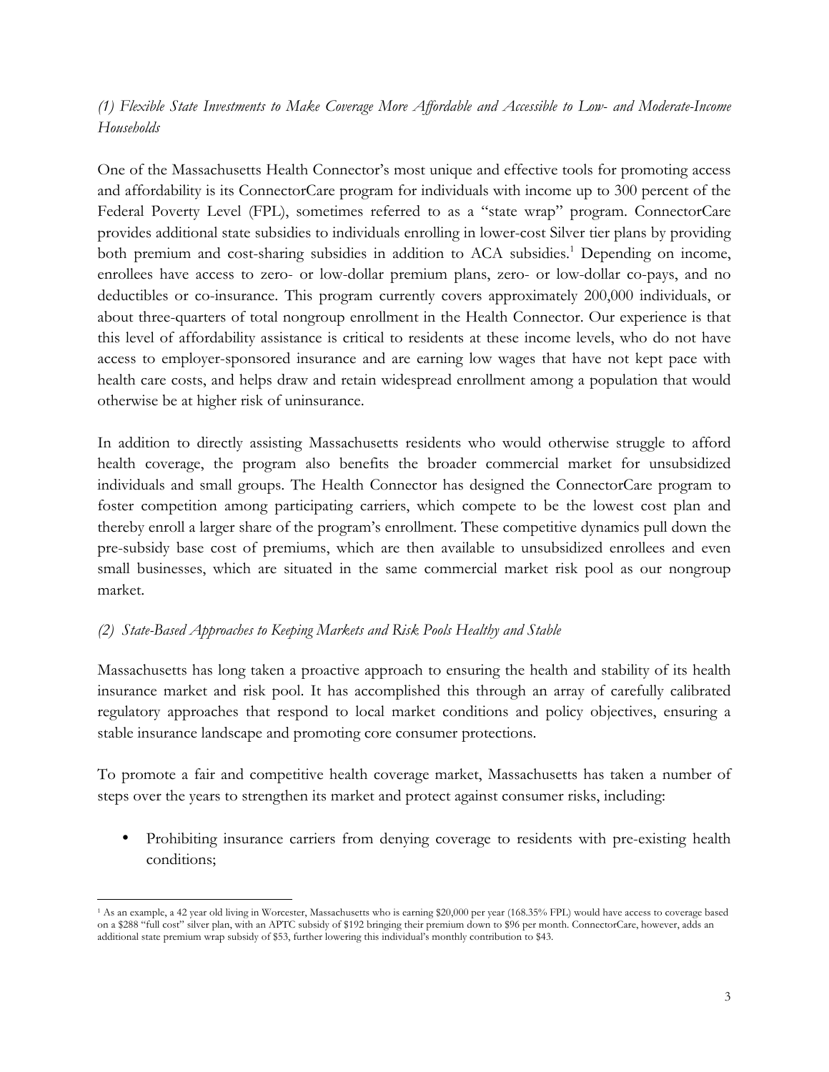*(1) Flexible State Investments to Make Coverage More Affordable and Accessible to Low- and Moderate-Income Households*

One of the Massachusetts Health Connector's most unique and effective tools for promoting access and affordability is its ConnectorCare program for individuals with income up to 300 percent of the Federal Poverty Level (FPL), sometimes referred to as a "state wrap" program. ConnectorCare provides additional state subsidies to individuals enrolling in lower-cost Silver tier plans by providing both premium and cost-sharing subsidies in addition to ACA subsidies.[1] Depending on income, enrollees have access to zero- or low-dollar premium plans, zero- or low-dollar co-pays, and no deductibles or co-insurance. This program currently covers approximately 200,000 individuals, or about three-quarters of total nongroup enrollment in the Health Connector. Our experience is that this level of affordability assistance is critical to residents at these income levels, who do not have access to employer-sponsored insurance and are earning low wages that have not kept pace with health care costs, and helps draw and retain widespread enrollment among a population that would otherwise be at higher risk of uninsurance.

In addition to directly assisting Massachusetts residents who would otherwise struggle to afford health coverage, the program also benefits the broader commercial market for unsubsidized individuals and small groups. The Health Connector has designed the ConnectorCare program to foster competition among participating carriers, which compete to be the lowest cost plan and thereby enroll a larger share of the program's enrollment. These competitive dynamics pull down the pre-subsidy base cost of premiums, which are then available to unsubsidized enrollees and even small businesses, which are situated in the same commercial market risk pool as our nongroup market.

*(2) State-Based Approaches to Keeping Markets and Risk Pools Healthy and Stable*

Massachusetts has long taken a proactive approach to ensuring the health and stability of its health insurance market and risk pool. It has accomplished this through an array of carefully calibrated regulatory approaches that respond to local market conditions and policy objectives, ensuring a stable insurance landscape and promoting core consumer protections.

To promote a fair and competitive health coverage market, Massachusetts has taken a number of steps over the years to strengthen its market and protect against consumer risks, including:

- Prohibiting insurance carriers from denying coverage to residents with pre-existing health conditions;

---

[1] As an example, a 42 year old living in Worcester, Massachusetts who is earning $20,000 per year (168.35% FPL) would have access to coverage based on a $288 "full cost" silver plan, with an APTC subsidy of $192 bringing their premium down to $96 per month. ConnectorCare, however, adds an additional state premium wrap subsidy of $53, further lowering this individual's monthly contribution to $43.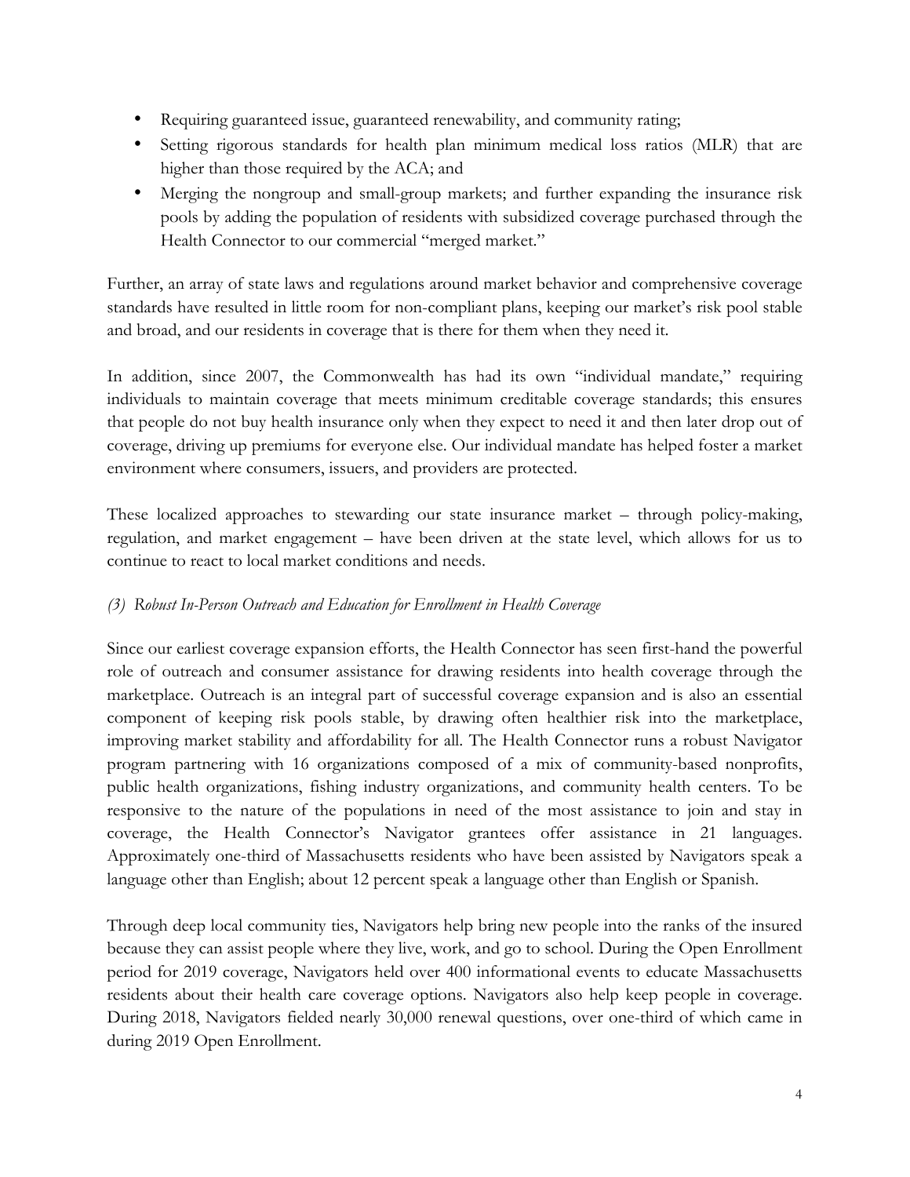- Requiring guaranteed issue, guaranteed renewability, and community rating;
- Setting rigorous standards for health plan minimum medical loss ratios (MLR) that are higher than those required by the ACA; and
- Merging the nongroup and small-group markets; and further expanding the insurance risk pools by adding the population of residents with subsidized coverage purchased through the Health Connector to our commercial "merged market."

Further, an array of state laws and regulations around market behavior and comprehensive coverage standards have resulted in little room for non-compliant plans, keeping our market's risk pool stable and broad, and our residents in coverage that is there for them when they need it.

In addition, since 2007, the Commonwealth has had its own "individual mandate," requiring individuals to maintain coverage that meets minimum creditable coverage standards; this ensures that people do not buy health insurance only when they expect to need it and then later drop out of coverage, driving up premiums for everyone else. Our individual mandate has helped foster a market environment where consumers, issuers, and providers are protected.

These localized approaches to stewarding our state insurance market – through policy-making, regulation, and market engagement – have been driven at the state level, which allows for us to continue to react to local market conditions and needs.

*(3) Robust In-Person Outreach and Education for Enrollment in Health Coverage*

Since our earliest coverage expansion efforts, the Health Connector has seen first-hand the powerful role of outreach and consumer assistance for drawing residents into health coverage through the marketplace. Outreach is an integral part of successful coverage expansion and is also an essential component of keeping risk pools stable, by drawing often healthier risk into the marketplace, improving market stability and affordability for all. The Health Connector runs a robust Navigator program partnering with 16 organizations composed of a mix of community-based nonprofits, public health organizations, fishing industry organizations, and community health centers. To be responsive to the nature of the populations in need of the most assistance to join and stay in coverage, the Health Connector's Navigator grantees offer assistance in 21 languages. Approximately one-third of Massachusetts residents who have been assisted by Navigators speak a language other than English; about 12 percent speak a language other than English or Spanish.

Through deep local community ties, Navigators help bring new people into the ranks of the insured because they can assist people where they live, work, and go to school. During the Open Enrollment period for 2019 coverage, Navigators held over 400 informational events to educate Massachusetts residents about their health care coverage options. Navigators also help keep people in coverage. During 2018, Navigators fielded nearly 30,000 renewal questions, over one-third of which came in during 2019 Open Enrollment.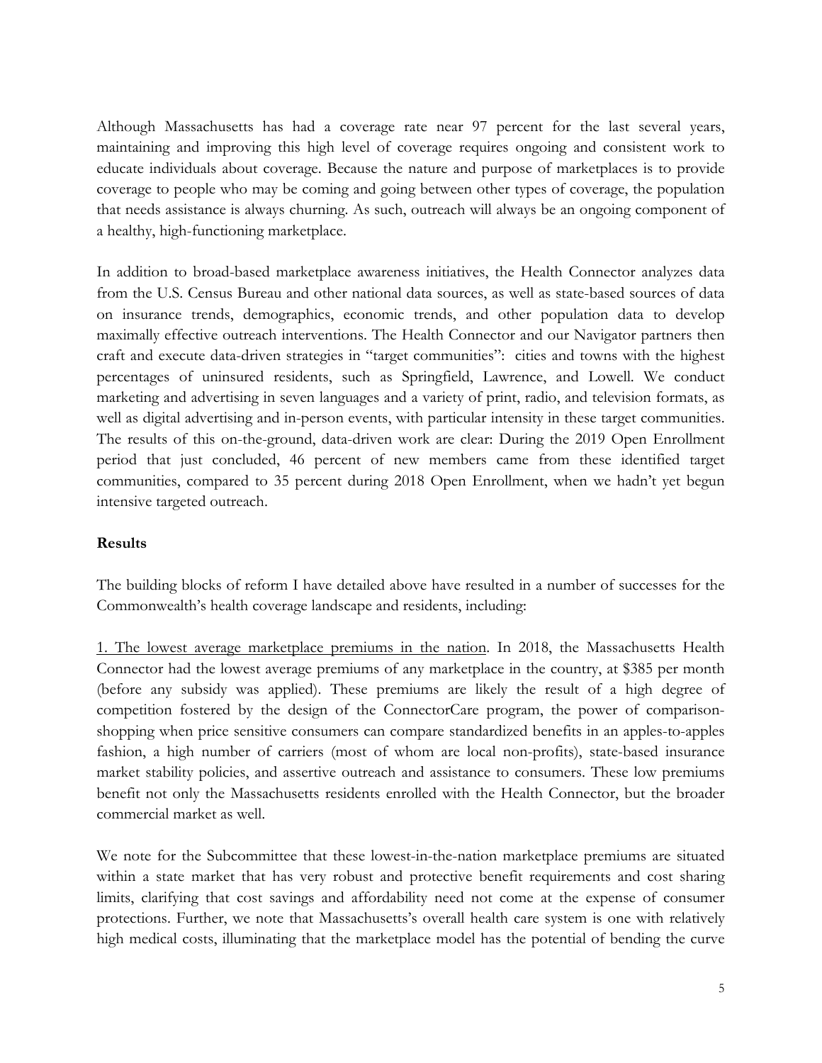Although Massachusetts has had a coverage rate near 97 percent for the last several years, maintaining and improving this high level of coverage requires ongoing and consistent work to educate individuals about coverage. Because the nature and purpose of marketplaces is to provide coverage to people who may be coming and going between other types of coverage, the population that needs assistance is always churning. As such, outreach will always be an ongoing component of a healthy, high-functioning marketplace.

In addition to broad-based marketplace awareness initiatives, the Health Connector analyzes data from the U.S. Census Bureau and other national data sources, as well as state-based sources of data on insurance trends, demographics, economic trends, and other population data to develop maximally effective outreach interventions. The Health Connector and our Navigator partners then craft and execute data-driven strategies in "target communities": cities and towns with the highest percentages of uninsured residents, such as Springfield, Lawrence, and Lowell. We conduct marketing and advertising in seven languages and a variety of print, radio, and television formats, as well as digital advertising and in-person events, with particular intensity in these target communities. The results of this on-the-ground, data-driven work are clear: During the 2019 Open Enrollment period that just concluded, 46 percent of new members came from these identified target communities, compared to 35 percent during 2018 Open Enrollment, when we hadn't yet begun intensive targeted outreach.

**Results**

The building blocks of reform I have detailed above have resulted in a number of successes for the Commonwealth's health coverage landscape and residents, including:

<u>1. The lowest average marketplace premiums in the nation</u>. In 2018, the Massachusetts Health Connector had the lowest average premiums of any marketplace in the country, at $385 per month (before any subsidy was applied). These premiums are likely the result of a high degree of competition fostered by the design of the ConnectorCare program, the power of comparison-shopping when price sensitive consumers can compare standardized benefits in an apples-to-apples fashion, a high number of carriers (most of whom are local non-profits), state-based insurance market stability policies, and assertive outreach and assistance to consumers. These low premiums benefit not only the Massachusetts residents enrolled with the Health Connector, but the broader commercial market as well.

We note for the Subcommittee that these lowest-in-the-nation marketplace premiums are situated within a state market that has very robust and protective benefit requirements and cost sharing limits, clarifying that cost savings and affordability need not come at the expense of consumer protections. Further, we note that Massachusetts's overall health care system is one with relatively high medical costs, illuminating that the marketplace model has the potential of bending the curve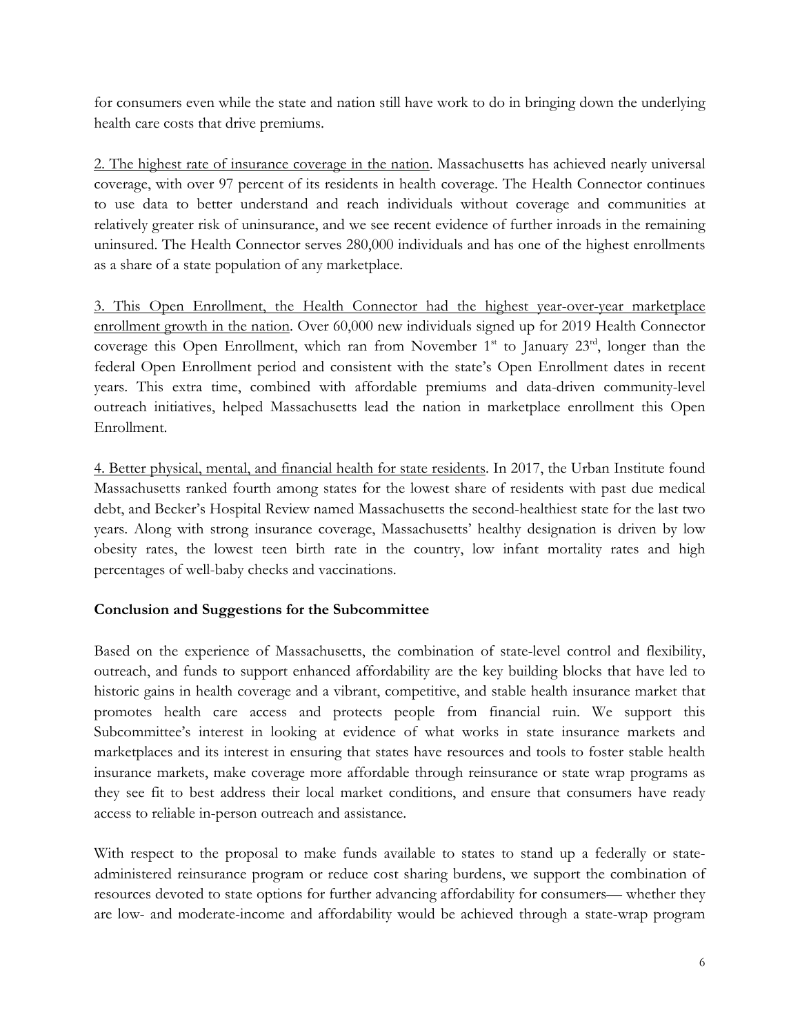for consumers even while the state and nation still have work to do in bringing down the underlying health care costs that drive premiums.

<u>2. The highest rate of insurance coverage in the nation</u>. Massachusetts has achieved nearly universal coverage, with over 97 percent of its residents in health coverage. The Health Connector continues to use data to better understand and reach individuals without coverage and communities at relatively greater risk of uninsurance, and we see recent evidence of further inroads in the remaining uninsured. The Health Connector serves 280,000 individuals and has one of the highest enrollments as a share of a state population of any marketplace.

<u>3. This Open Enrollment, the Health Connector had the highest year-over-year marketplace enrollment growth in the nation</u>. Over 60,000 new individuals signed up for 2019 Health Connector coverage this Open Enrollment, which ran from November 1st to January 23rd, longer than the federal Open Enrollment period and consistent with the state's Open Enrollment dates in recent years. This extra time, combined with affordable premiums and data-driven community-level outreach initiatives, helped Massachusetts lead the nation in marketplace enrollment this Open Enrollment.

<u>4. Better physical, mental, and financial health for state residents</u>. In 2017, the Urban Institute found Massachusetts ranked fourth among states for the lowest share of residents with past due medical debt, and Becker's Hospital Review named Massachusetts the second-healthiest state for the last two years. Along with strong insurance coverage, Massachusetts' healthy designation is driven by low obesity rates, the lowest teen birth rate in the country, low infant mortality rates and high percentages of well-baby checks and vaccinations.

**Conclusion and Suggestions for the Subcommittee**

Based on the experience of Massachusetts, the combination of state-level control and flexibility, outreach, and funds to support enhanced affordability are the key building blocks that have led to historic gains in health coverage and a vibrant, competitive, and stable health insurance market that promotes health care access and protects people from financial ruin. We support this Subcommittee's interest in looking at evidence of what works in state insurance markets and marketplaces and its interest in ensuring that states have resources and tools to foster stable health insurance markets, make coverage more affordable through reinsurance or state wrap programs as they see fit to best address their local market conditions, and ensure that consumers have ready access to reliable in-person outreach and assistance.

With respect to the proposal to make funds available to states to stand up a federally or state-administered reinsurance program or reduce cost sharing burdens, we support the combination of resources devoted to state options for further advancing affordability for consumers— whether they are low- and moderate-income and affordability would be achieved through a state-wrap program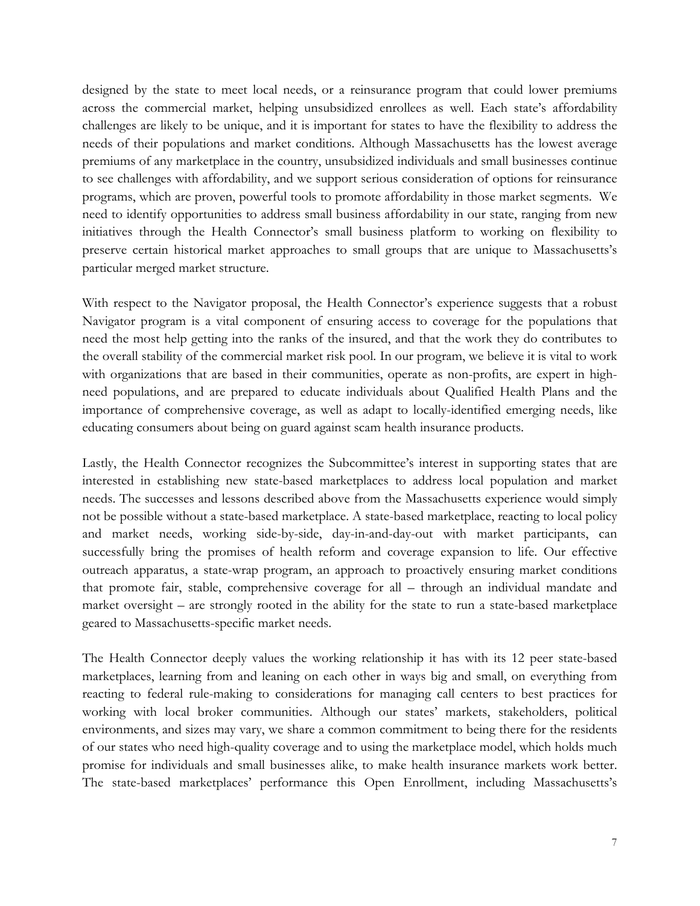designed by the state to meet local needs, or a reinsurance program that could lower premiums across the commercial market, helping unsubsidized enrollees as well. Each state's affordability challenges are likely to be unique, and it is important for states to have the flexibility to address the needs of their populations and market conditions. Although Massachusetts has the lowest average premiums of any marketplace in the country, unsubsidized individuals and small businesses continue to see challenges with affordability, and we support serious consideration of options for reinsurance programs, which are proven, powerful tools to promote affordability in those market segments. We need to identify opportunities to address small business affordability in our state, ranging from new initiatives through the Health Connector's small business platform to working on flexibility to preserve certain historical market approaches to small groups that are unique to Massachusetts's particular merged market structure.

With respect to the Navigator proposal, the Health Connector's experience suggests that a robust Navigator program is a vital component of ensuring access to coverage for the populations that need the most help getting into the ranks of the insured, and that the work they do contributes to the overall stability of the commercial market risk pool. In our program, we believe it is vital to work with organizations that are based in their communities, operate as non-profits, are expert in high-need populations, and are prepared to educate individuals about Qualified Health Plans and the importance of comprehensive coverage, as well as adapt to locally-identified emerging needs, like educating consumers about being on guard against scam health insurance products.

Lastly, the Health Connector recognizes the Subcommittee's interest in supporting states that are interested in establishing new state-based marketplaces to address local population and market needs. The successes and lessons described above from the Massachusetts experience would simply not be possible without a state-based marketplace. A state-based marketplace, reacting to local policy and market needs, working side-by-side, day-in-and-day-out with market participants, can successfully bring the promises of health reform and coverage expansion to life. Our effective outreach apparatus, a state-wrap program, an approach to proactively ensuring market conditions that promote fair, stable, comprehensive coverage for all – through an individual mandate and market oversight – are strongly rooted in the ability for the state to run a state-based marketplace geared to Massachusetts-specific market needs.

The Health Connector deeply values the working relationship it has with its 12 peer state-based marketplaces, learning from and leaning on each other in ways big and small, on everything from reacting to federal rule-making to considerations for managing call centers to best practices for working with local broker communities. Although our states' markets, stakeholders, political environments, and sizes may vary, we share a common commitment to being there for the residents of our states who need high-quality coverage and to using the marketplace model, which holds much promise for individuals and small businesses alike, to make health insurance markets work better. The state-based marketplaces' performance this Open Enrollment, including Massachusetts's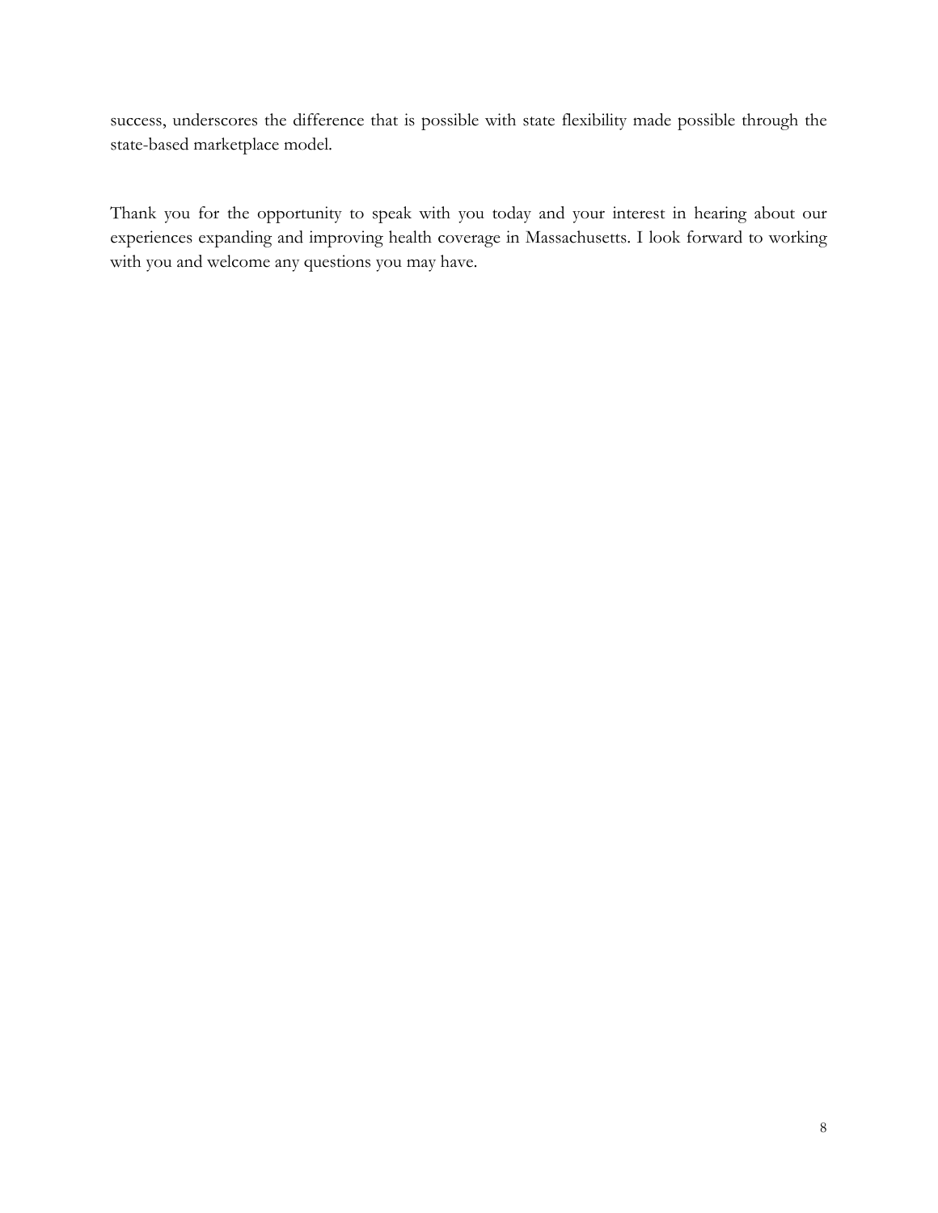success, underscores the difference that is possible with state flexibility made possible through the state-based marketplace model.

Thank you for the opportunity to speak with you today and your interest in hearing about our experiences expanding and improving health coverage in Massachusetts. I look forward to working with you and welcome any questions you may have.